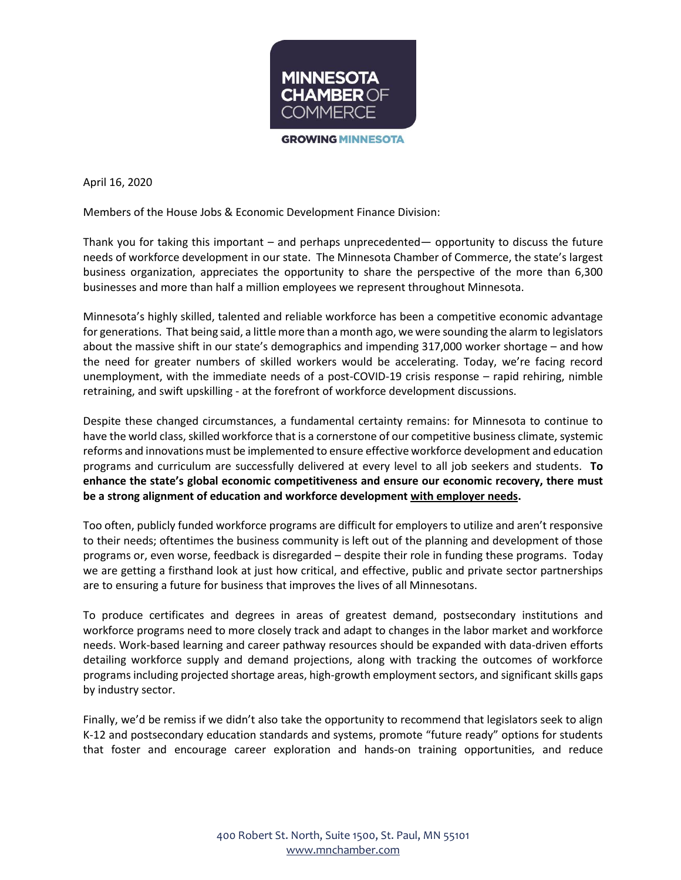MINNESOTA CHAMBER OF COMMERCE

GROWING MINNESOTA

April 16, 2020

Members of the House Jobs & Economic Development Finance Division:

Thank you for taking this important – and perhaps unprecedented— opportunity to discuss the future needs of workforce development in our state. The Minnesota Chamber of Commerce, the state's largest business organization, appreciates the opportunity to share the perspective of the more than 6,300 businesses and more than half a million employees we represent throughout Minnesota.

Minnesota's highly skilled, talented and reliable workforce has been a competitive economic advantage for generations. That being said, a little more than a month ago, we were sounding the alarm to legislators about the massive shift in our state's demographics and impending 317,000 worker shortage – and how the need for greater numbers of skilled workers would be accelerating. Today, we're facing record unemployment, with the immediate needs of a post-COVID-19 crisis response – rapid rehiring, nimble retraining, and swift upskilling - at the forefront of workforce development discussions.

Despite these changed circumstances, a fundamental certainty remains: for Minnesota to continue to have the world class, skilled workforce that is a cornerstone of our competitive business climate, systemic reforms and innovations must be implemented to ensure effective workforce development and education programs and curriculum are successfully delivered at every level to all job seekers and students. **To enhance the state's global economic competitiveness and ensure our economic recovery, there must be a strong alignment of education and workforce development <u>with employer needs</u>.**

Too often, publicly funded workforce programs are difficult for employers to utilize and aren't responsive to their needs; oftentimes the business community is left out of the planning and development of those programs or, even worse, feedback is disregarded – despite their role in funding these programs. Today we are getting a firsthand look at just how critical, and effective, public and private sector partnerships are to ensuring a future for business that improves the lives of all Minnesotans.

To produce certificates and degrees in areas of greatest demand, postsecondary institutions and workforce programs need to more closely track and adapt to changes in the labor market and workforce needs. Work-based learning and career pathway resources should be expanded with data-driven efforts detailing workforce supply and demand projections, along with tracking the outcomes of workforce programs including projected shortage areas, high-growth employment sectors, and significant skills gaps by industry sector.

Finally, we'd be remiss if we didn't also take the opportunity to recommend that legislators seek to align K-12 and postsecondary education standards and systems, promote "future ready" options for students that foster and encourage career exploration and hands-on training opportunities, and reduce

400 Robert St. North, Suite 1500, St. Paul, MN 55101
www.mnchamber.com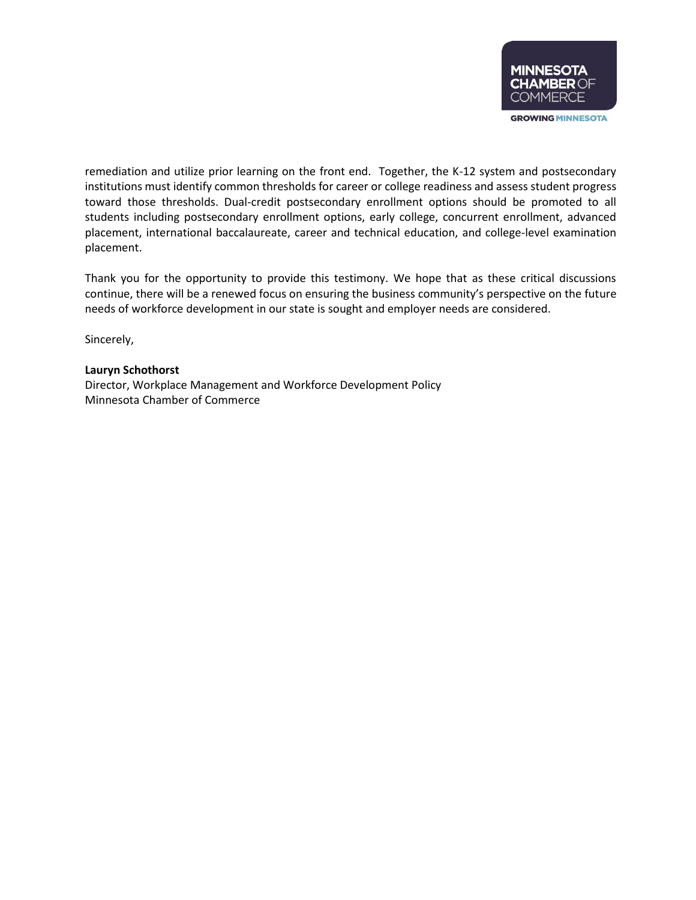remediation and utilize prior learning on the front end. Together, the K-12 system and postsecondary institutions must identify common thresholds for career or college readiness and assess student progress toward those thresholds. Dual-credit postsecondary enrollment options should be promoted to all students including postsecondary enrollment options, early college, concurrent enrollment, advanced placement, international baccalaureate, career and technical education, and college-level examination placement.

Thank you for the opportunity to provide this testimony. We hope that as these critical discussions continue, there will be a renewed focus on ensuring the business community's perspective on the future needs of workforce development in our state is sought and employer needs are considered.

Sincerely,

**Lauryn Schothorst**
Director, Workplace Management and Workforce Development Policy
Minnesota Chamber of Commerce